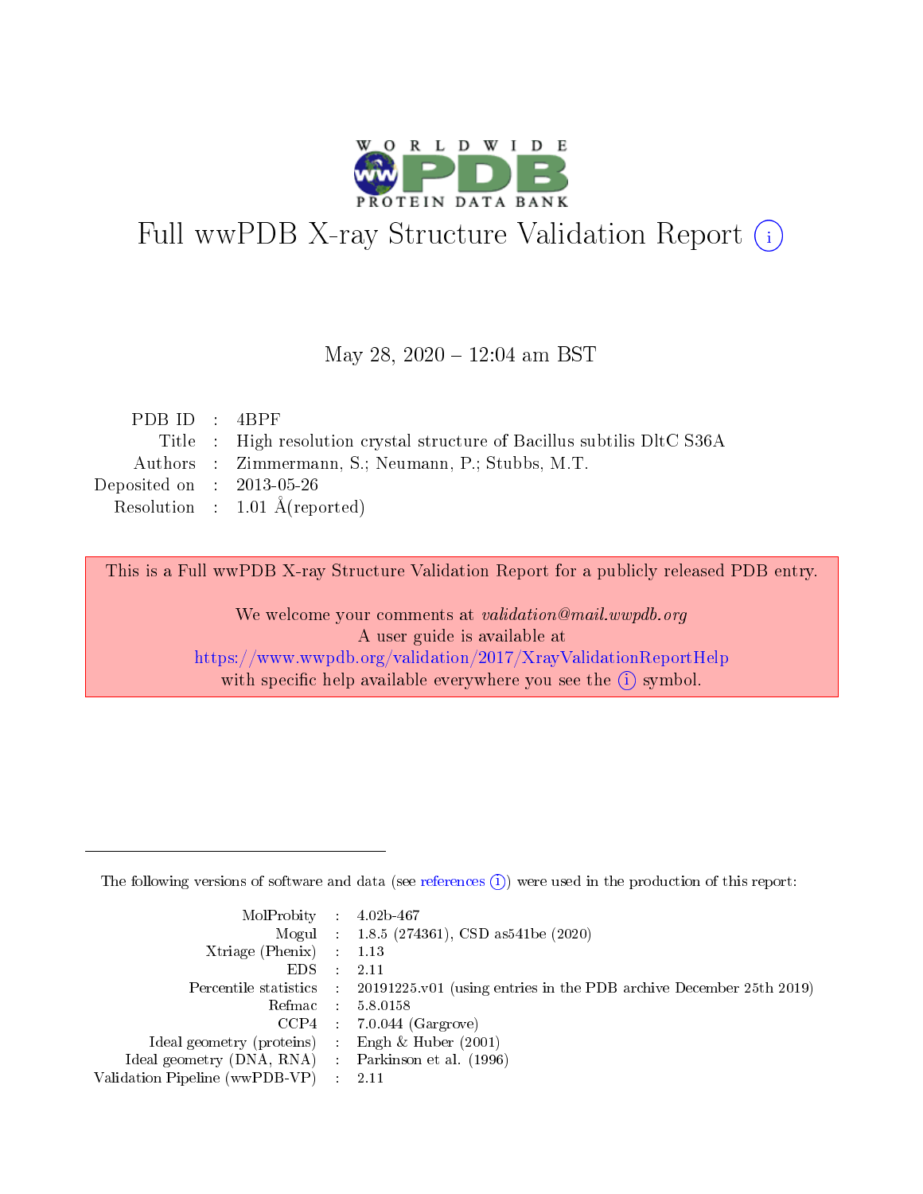# Full wwPDB X-ray Structure Validation Report (i)

May 28, 2020 – 12:04 am BST

| | | |
|---|---|---|
| PDB ID | : | 4BPF |
| Title | : | High resolution crystal structure of Bacillus subtilis DltC S36A |
| Authors | : | Zimmermann, S.; Neumann, P.; Stubbs, M.T. |
| Deposited on | : | 2013-05-26 |
| Resolution | : | 1.01 Å(reported) |

This is a Full wwPDB X-ray Structure Validation Report for a publicly released PDB entry.

We welcome your comments at *validation@mail.wwpdb.org*
A user guide is available at
https://www.wwpdb.org/validation/2017/XrayValidationReportHelp
with specific help available everywhere you see the (i) symbol.

The following versions of software and data (see references (i)) were used in the production of this report:

| | | |
|---|---|---|
| MolProbity | : | 4.02b-467 |
| Mogul | : | 1.8.5 (274361), CSD as541be (2020) |
| Xtriage (Phenix) | : | 1.13 |
| EDS | : | 2.11 |
| Percentile statistics | : | 20191225.v01 (using entries in the PDB archive December 25th 2019) |
| Refmac | : | 5.8.0158 |
| CCP4 | : | 7.0.044 (Gargrove) |
| Ideal geometry (proteins) | : | Engh & Huber (2001) |
| Ideal geometry (DNA, RNA) | : | Parkinson et al. (1996) |
| Validation Pipeline (wwPDB-VP) | : | 2.11 |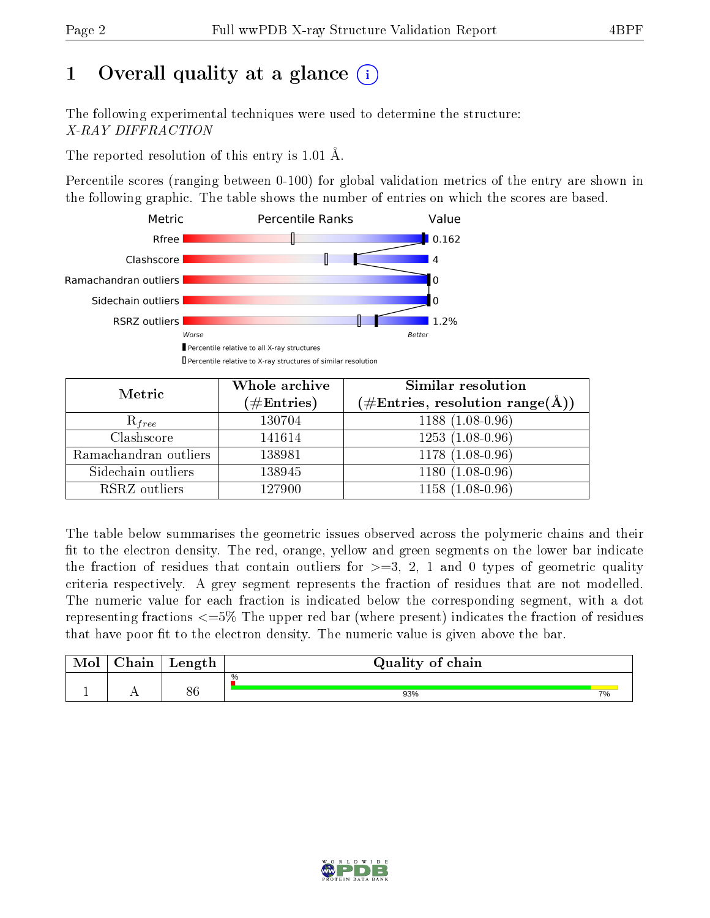# 1 Overall quality at a glance (i)

The following experimental techniques were used to determine the structure:
*X-RAY DIFFRACTION*

The reported resolution of this entry is 1.01 Å.

Percentile scores (ranging between 0-100) for global validation metrics of the entry are shown in the following graphic. The table shows the number of entries on which the scores are based.

| Metric | Value |
|---|---|
| Rfree | 0.162 |
| Clashscore | 4 |
| Ramachandran outliers | 0 |
| Sidechain outliers | 0 |
| RSRZ outliers | 1.2% |

Worse — Better

▮ Percentile relative to all X-ray structures
▯ Percentile relative to X-ray structures of similar resolution

| Metric | Whole archive (#Entries) | Similar resolution (#Entries, resolution range(Å)) |
|---|---|---|
| $R_{free}$ | 130704 | 1188 (1.08-0.96) |
| Clashscore | 141614 | 1253 (1.08-0.96) |
| Ramachandran outliers | 138981 | 1178 (1.08-0.96) |
| Sidechain outliers | 138945 | 1180 (1.08-0.96) |
| RSRZ outliers | 127900 | 1158 (1.08-0.96) |

The table below summarises the geometric issues observed across the polymeric chains and their fit to the electron density. The red, orange, yellow and green segments on the lower bar indicate the fraction of residues that contain outliers for >=3, 2, 1 and 0 types of geometric quality criteria respectively. A grey segment represents the fraction of residues that are not modelled. The numeric value for each fraction is indicated below the corresponding segment, with a dot representing fractions <=5% The upper red bar (where present) indicates the fraction of residues that have poor fit to the electron density. The numeric value is given above the bar.

| Mol | Chain | Length | Quality of chain |
|---|---|---|---|
| 1 | A | 86 | % ; 93% ; 7% |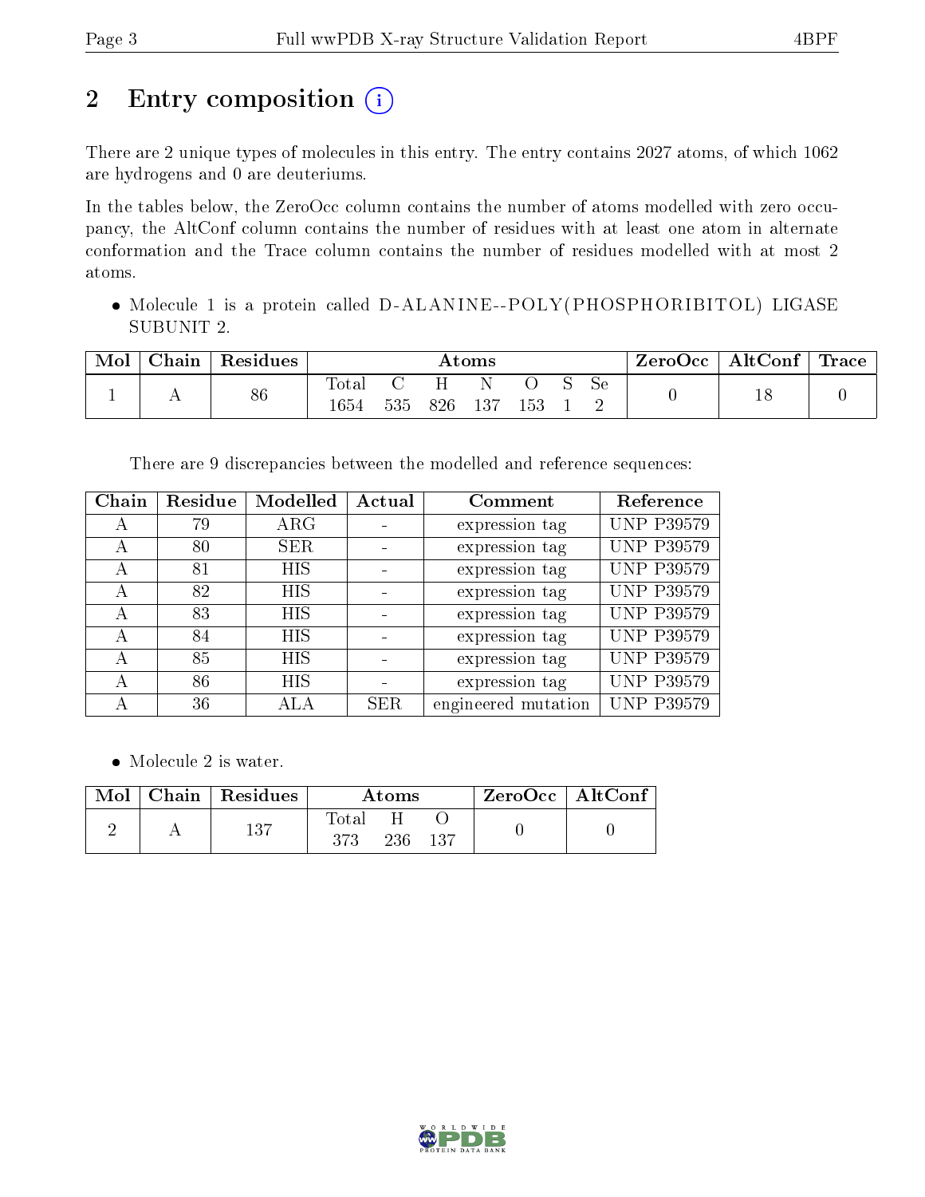# 2 Entry composition

There are 2 unique types of molecules in this entry. The entry contains 2027 atoms, of which 1062 are hydrogens and 0 are deuteriums.

In the tables below, the ZeroOcc column contains the number of atoms modelled with zero occupancy, the AltConf column contains the number of residues with at least one atom in alternate conformation and the Trace column contains the number of residues modelled with at most 2 atoms.

- Molecule 1 is a protein called D-ALANINE--POLY(PHOSPHORIBITOL) LIGASE SUBUNIT 2.

| Mol | Chain | Residues | Atoms | | | | | | | ZeroOcc | AltConf | Trace |
|---|---|---|---|---|---|---|---|---|---|---|---|---|
| | | | Total | C | H | N | O | S | Se | | | |
| 1 | A | 86 | 1654 | 535 | 826 | 137 | 153 | 1 | 2 | 0 | 18 | 0 |

There are 9 discrepancies between the modelled and reference sequences:

| Chain | Residue | Modelled | Actual | Comment | Reference |
|---|---|---|---|---|---|
| A | 79 | ARG | - | expression tag | UNP P39579 |
| A | 80 | SER | - | expression tag | UNP P39579 |
| A | 81 | HIS | - | expression tag | UNP P39579 |
| A | 82 | HIS | - | expression tag | UNP P39579 |
| A | 83 | HIS | - | expression tag | UNP P39579 |
| A | 84 | HIS | - | expression tag | UNP P39579 |
| A | 85 | HIS | - | expression tag | UNP P39579 |
| A | 86 | HIS | - | expression tag | UNP P39579 |
| A | 36 | ALA | SER | engineered mutation | UNP P39579 |

- Molecule 2 is water.

| Mol | Chain | Residues | Atoms | | | ZeroOcc | AltConf |
|---|---|---|---|---|---|---|---|
| | | | Total | H | O | | |
| 2 | A | 137 | 373 | 236 | 137 | 0 | 0 |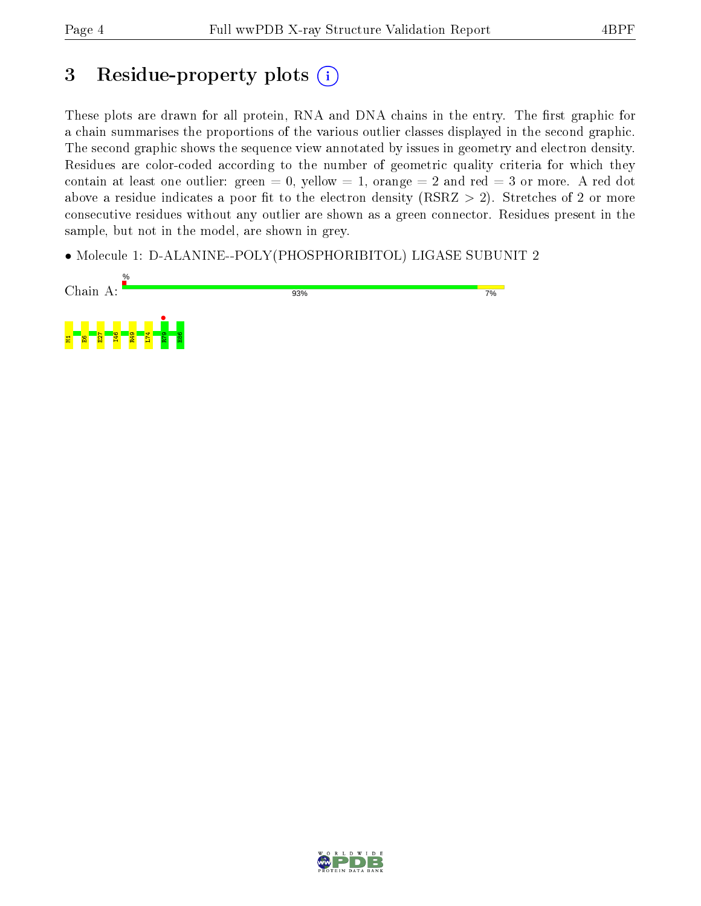# 3 Residue-property plots

These plots are drawn for all protein, RNA and DNA chains in the entry. The first graphic for a chain summarises the proportions of the various outlier classes displayed in the second graphic. The second graphic shows the sequence view annotated by issues in geometry and electron density. Residues are color-coded according to the number of geometric quality criteria for which they contain at least one outlier: green = 0, yellow = 1, orange = 2 and red = 3 or more. A red dot above a residue indicates a poor fit to the electron density (RSRZ > 2). Stretches of 2 or more consecutive residues without any outlier are shown as a green connector. Residues present in the sample, but not in the model, are shown in grey.

- Molecule 1: D-ALANINE--POLY(PHOSPHORIBITOL) LIGASE SUBUNIT 2

Chain A: 93% 7%

M1 E6 E27 I46 R49 L74 R79 H86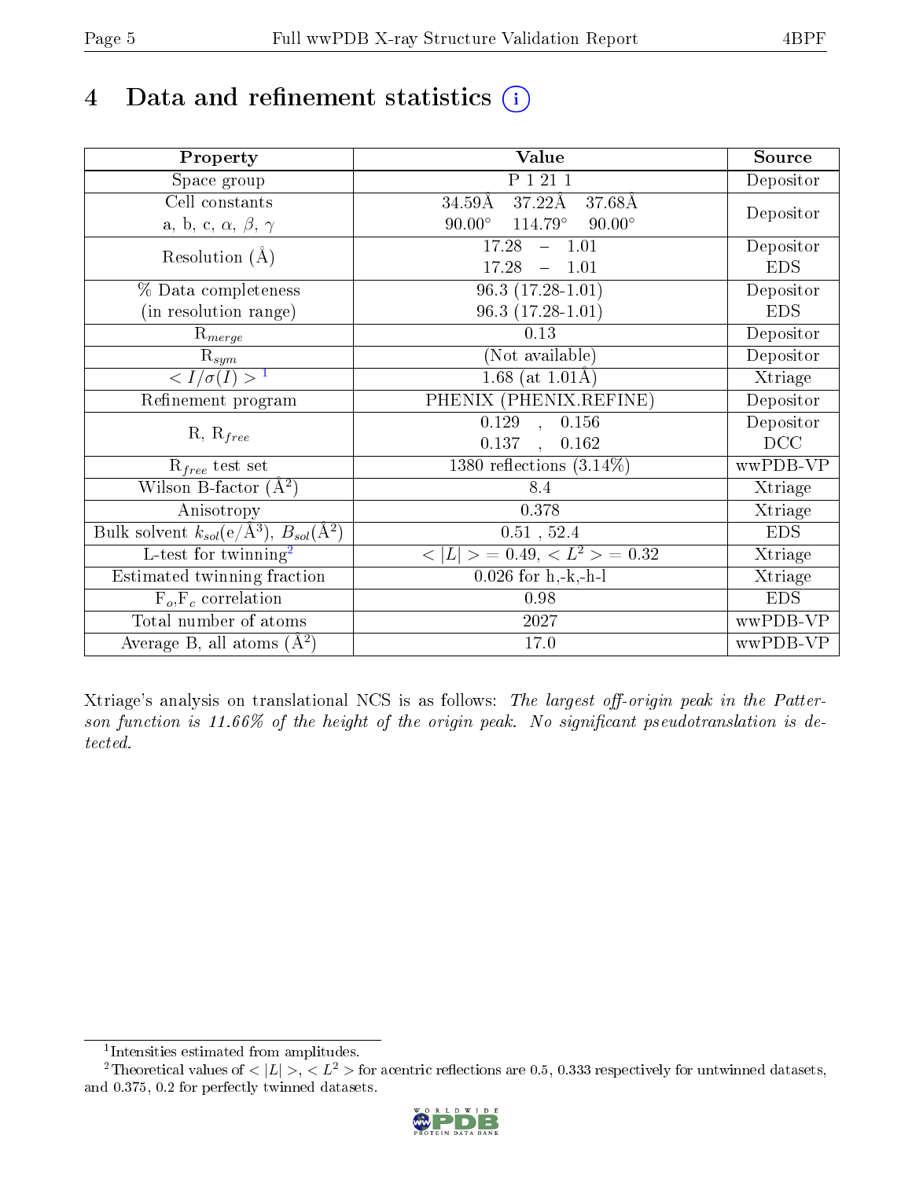# 4 Data and refinement statistics (i)

| Property | Value | Source |
|---|---|---|
| Space group | P 1 21 1 | Depositor |
| Cell constants<br>a, b, c, $\alpha$, $\beta$, $\gamma$ | 34.59Å 37.22Å 37.68Å<br>90.00° 114.79° 90.00° | Depositor |
| Resolution (Å) | 17.28 – 1.01<br>17.28 – 1.01 | Depositor<br>EDS |
| % Data completeness<br>(in resolution range) | 96.3 (17.28-1.01)<br>96.3 (17.28-1.01) | Depositor<br>EDS |
| $R_{merge}$ | 0.13 | Depositor |
| $R_{sym}$ | (Not available) | Depositor |
| $< I/\sigma(I) >$ [1] | 1.68 (at 1.01Å) | Xtriage |
| Refinement program | PHENIX (PHENIX.REFINE) | Depositor |
| R, $R_{free}$ | 0.129 , 0.156<br>0.137 , 0.162 | Depositor<br>DCC |
| $R_{free}$ test set | 1380 reflections (3.14%) | wwPDB-VP |
| Wilson B-factor ($Å^2$) | 8.4 | Xtriage |
| Anisotropy | 0.378 | Xtriage |
| Bulk solvent $k_{sol}$(e/$Å^3$), $B_{sol}$($Å^2$) | 0.51 , 52.4 | EDS |
| L-test for twinning[2] | $< \|L\| >$ = 0.49, $< L^2 >$ = 0.32 | Xtriage |
| Estimated twinning fraction | 0.026 for h,-k,-h-l | Xtriage |
| $F_o$,$F_c$ correlation | 0.98 | EDS |
| Total number of atoms | 2027 | wwPDB-VP |
| Average B, all atoms ($Å^2$) | 17.0 | wwPDB-VP |

Xtriage's analysis on translational NCS is as follows: *The largest off-origin peak in the Patterson function is 11.66% of the height of the origin peak. No significant pseudotranslation is detected.*

[1] Intensities estimated from amplitudes.

[2] Theoretical values of $< |L| >$, $< L^2 >$ for acentric reflections are 0.5, 0.333 respectively for untwinned datasets, and 0.375, 0.2 for perfectly twinned datasets.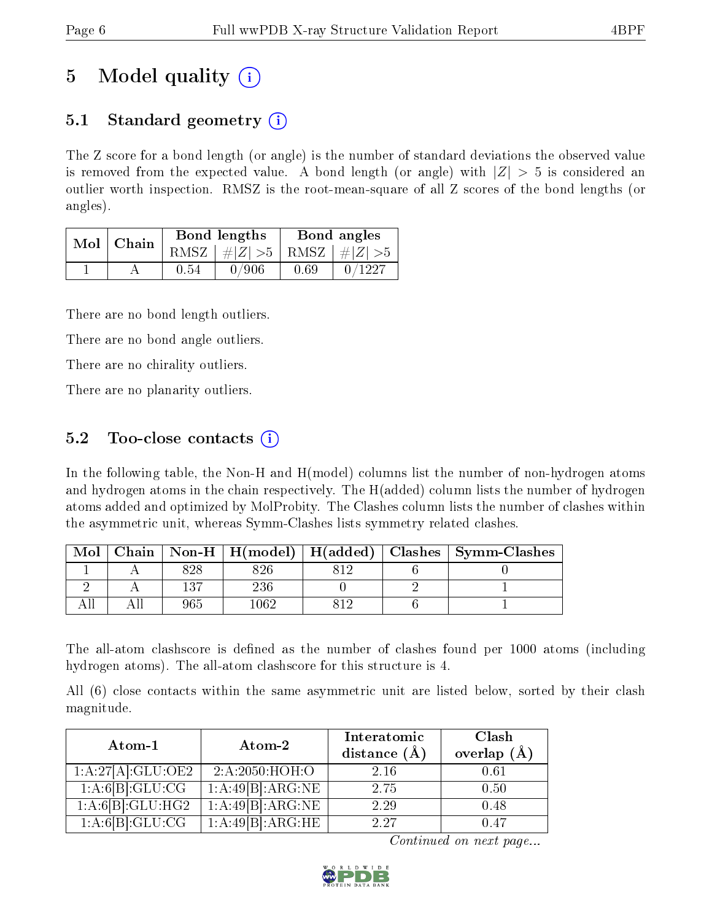# 5 Model quality

## 5.1 Standard geometry

The Z score for a bond length (or angle) is the number of standard deviations the observed value is removed from the expected value. A bond length (or angle) with $|Z| > 5$ is considered an outlier worth inspection. RMSZ is the root-mean-square of all Z scores of the bond lengths (or angles).

| Mol | Chain | Bond lengths | | Bond angles | |
|---|---|---|---|---|---|
| | | RMSZ | #$\|Z\|$ >5 | RMSZ | #$\|Z\|$ >5 |
| 1 | A | 0.54 | 0/906 | 0.69 | 0/1227 |

There are no bond length outliers.

There are no bond angle outliers.

There are no chirality outliers.

There are no planarity outliers.

## 5.2 Too-close contacts

In the following table, the Non-H and H(model) columns list the number of non-hydrogen atoms and hydrogen atoms in the chain respectively. The H(added) column lists the number of hydrogen atoms added and optimized by MolProbity. The Clashes column lists the number of clashes within the asymmetric unit, whereas Symm-Clashes lists symmetry related clashes.

| Mol | Chain | Non-H | H(model) | H(added) | Clashes | Symm-Clashes |
|---|---|---|---|---|---|---|
| 1 | A | 828 | 826 | 812 | 6 | 0 |
| 2 | A | 137 | 236 | 0 | 2 | 1 |
| All | All | 965 | 1062 | 812 | 6 | 1 |

The all-atom clashscore is defined as the number of clashes found per 1000 atoms (including hydrogen atoms). The all-atom clashscore for this structure is 4.

All (6) close contacts within the same asymmetric unit are listed below, sorted by their clash magnitude.

| Atom-1 | Atom-2 | Interatomic distance (Å) | Clash overlap (Å) |
|---|---|---|---|
| 1:A:27[A]:GLU:OE2 | 2:A:2050:HOH:O | 2.16 | 0.61 |
| 1:A:6[B]:GLU:CG | 1:A:49[B]:ARG:NE | 2.75 | 0.50 |
| 1:A:6[B]:GLU:HG2 | 1:A:49[B]:ARG:NE | 2.29 | 0.48 |
| 1:A:6[B]:GLU:CG | 1:A:49[B]:ARG:HE | 2.27 | 0.47 |

*Continued on next page...*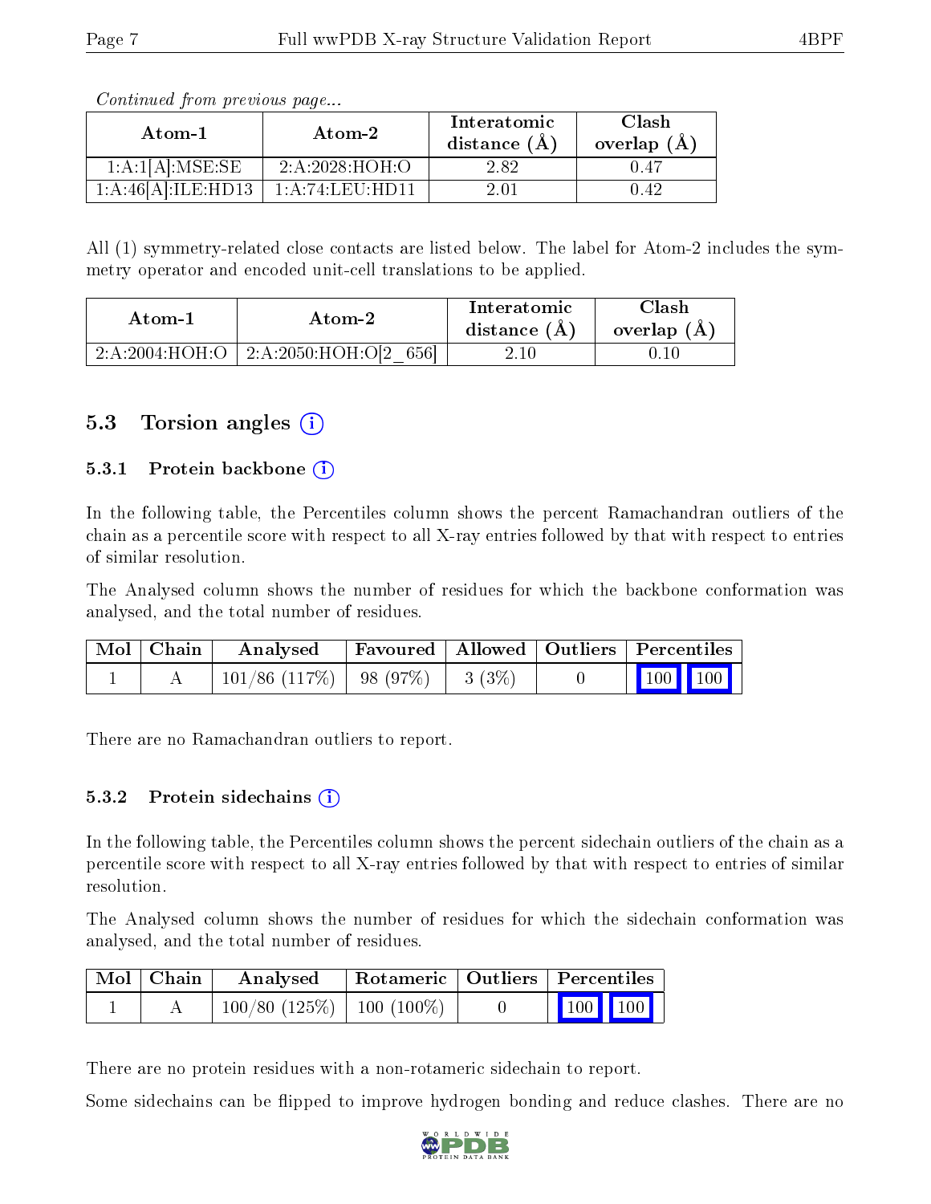*Continued from previous page...*

| Atom-1 | Atom-2 | Interatomic distance (Å) | Clash overlap (Å) |
|---|---|---|---|
| 1:A:1[A]:MSE:SE | 2:A:2028:HOH:O | 2.82 | 0.47 |
| 1:A:46[A]:ILE:HD13 | 1:A:74:LEU:HD11 | 2.01 | 0.42 |

All (1) symmetry-related close contacts are listed below. The label for Atom-2 includes the symmetry operator and encoded unit-cell translations to be applied.

| Atom-1 | Atom-2 | Interatomic distance (Å) | Clash overlap (Å) |
|---|---|---|---|
| 2:A:2004:HOH:O | 2:A:2050:HOH:O[2_656] | 2.10 | 0.10 |

## 5.3 Torsion angles

### 5.3.1 Protein backbone

In the following table, the Percentiles column shows the percent Ramachandran outliers of the chain as a percentile score with respect to all X-ray entries followed by that with respect to entries of similar resolution.

The Analysed column shows the number of residues for which the backbone conformation was analysed, and the total number of residues.

| Mol | Chain | Analysed | Favoured | Allowed | Outliers | Percentiles | |
|---|---|---|---|---|---|---|---|
| 1 | A | 101/86 (117%) | 98 (97%) | 3 (3%) | 0 | 100 | 100 |

There are no Ramachandran outliers to report.

### 5.3.2 Protein sidechains

In the following table, the Percentiles column shows the percent sidechain outliers of the chain as a percentile score with respect to all X-ray entries followed by that with respect to entries of similar resolution.

The Analysed column shows the number of residues for which the sidechain conformation was analysed, and the total number of residues.

| Mol | Chain | Analysed | Rotameric | Outliers | Percentiles | |
|---|---|---|---|---|---|---|
| 1 | A | 100/80 (125%) | 100 (100%) | 0 | 100 | 100 |

There are no protein residues with a non-rotameric sidechain to report.

Some sidechains can be flipped to improve hydrogen bonding and reduce clashes. There are no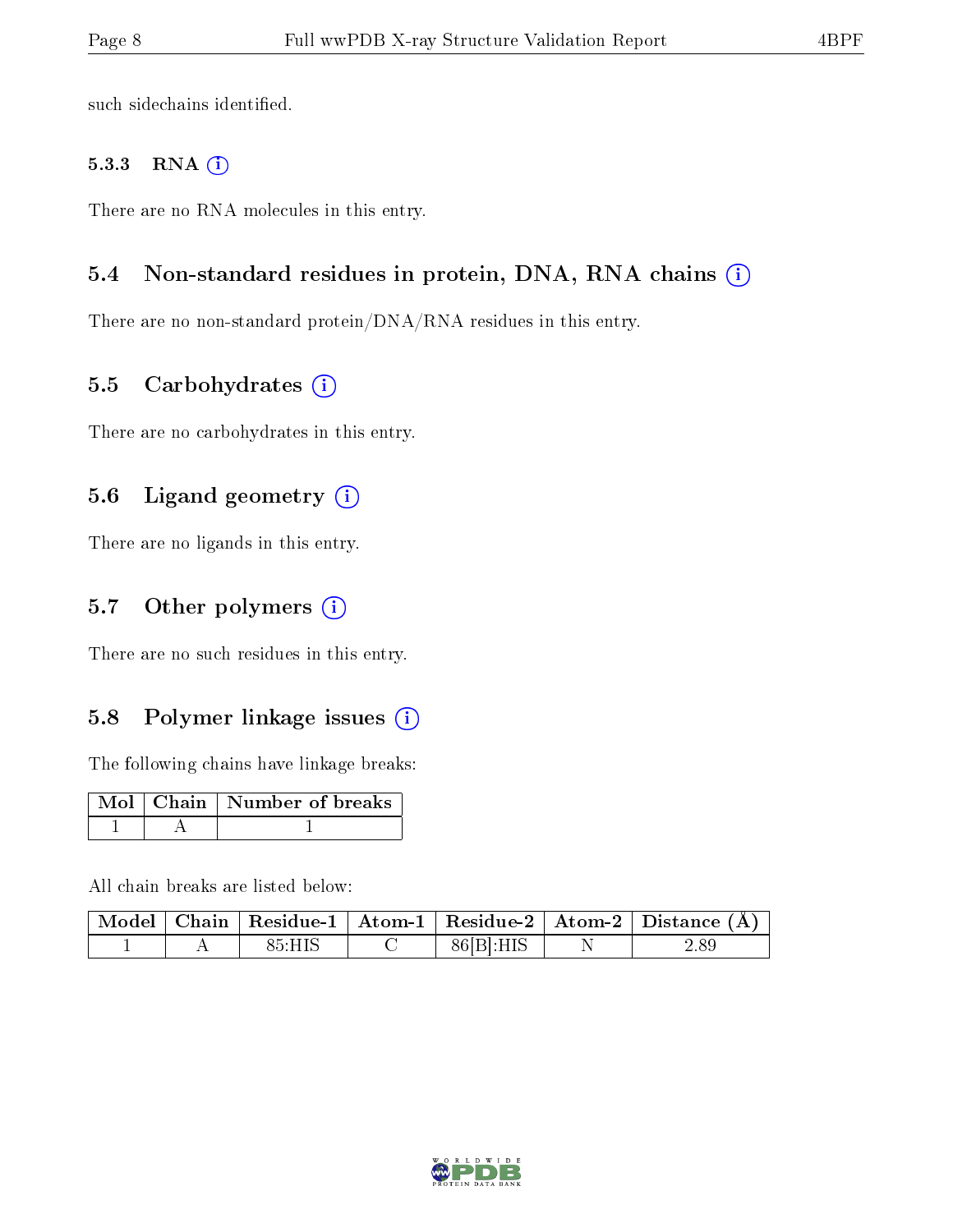such sidechains identified.

#### 5.3.3 RNA

There are no RNA molecules in this entry.

### 5.4 Non-standard residues in protein, DNA, RNA chains

There are no non-standard protein/DNA/RNA residues in this entry.

### 5.5 Carbohydrates

There are no carbohydrates in this entry.

### 5.6 Ligand geometry

There are no ligands in this entry.

### 5.7 Other polymers

There are no such residues in this entry.

### 5.8 Polymer linkage issues

The following chains have linkage breaks:

| Mol | Chain | Number of breaks |
|---|---|---|
| 1 | A | 1 |

All chain breaks are listed below:

| Model | Chain | Residue-1 | Atom-1 | Residue-2 | Atom-2 | Distance (Å) |
|---|---|---|---|---|---|---|
| 1 | A | 85:HIS | C | 86[B]:HIS | N | 2.89 |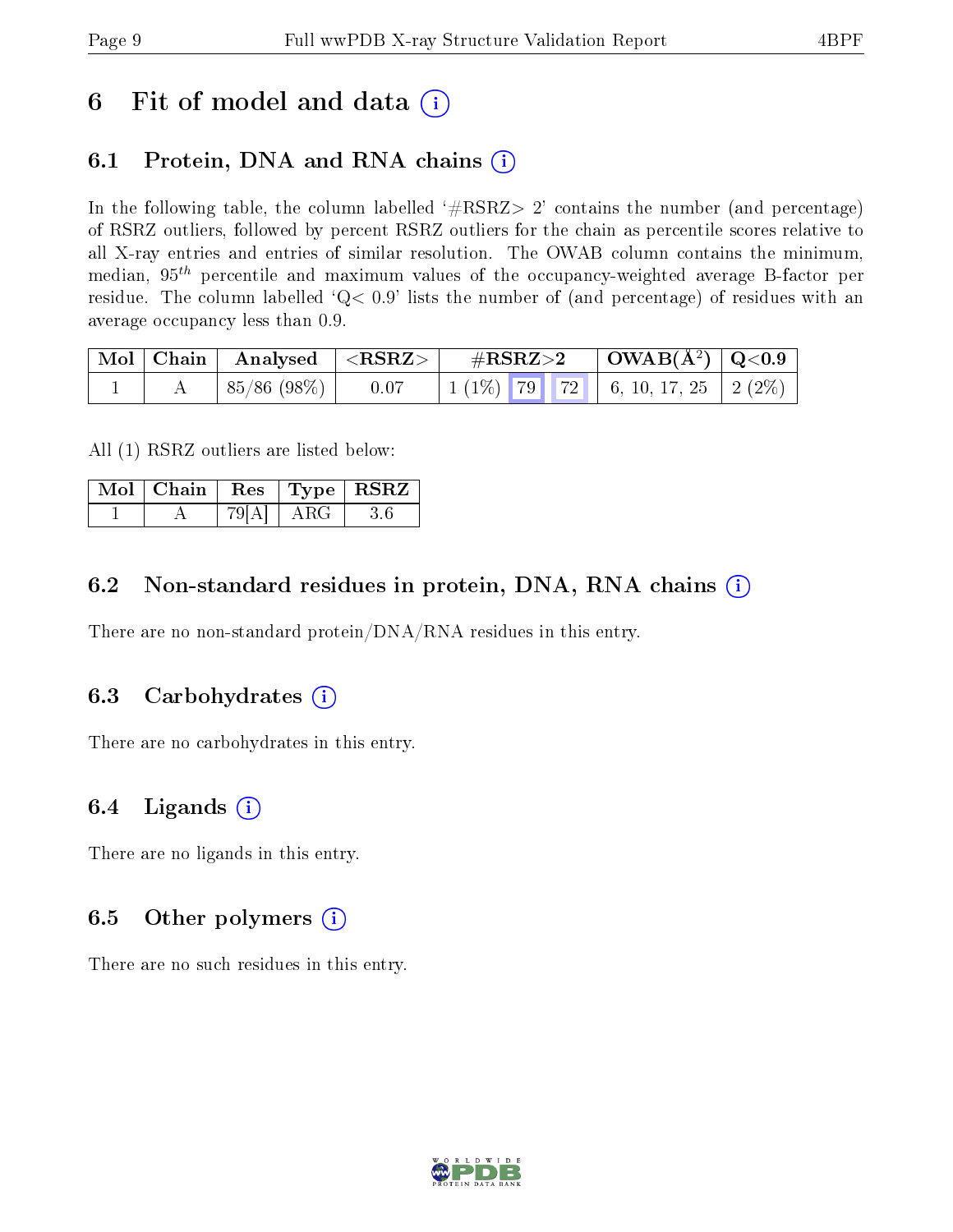# 6 Fit of model and data (i)

## 6.1 Protein, DNA and RNA chains (i)

In the following table, the column labelled '#RSRZ> 2' contains the number (and percentage) of RSRZ outliers, followed by percent RSRZ outliers for the chain as percentile scores relative to all X-ray entries and entries of similar resolution. The OWAB column contains the minimum, median, $95^{th}$ percentile and maximum values of the occupancy-weighted average B-factor per residue. The column labelled 'Q< 0.9' lists the number of (and percentage) of residues with an average occupancy less than 0.9.

| Mol | Chain | Analysed | <RSRZ> | #RSRZ>2 | | | OWAB(Å$^2$) | Q<0.9 |
|---|---|---|---|---|---|---|---|---|
| 1 | A | 85/86 (98%) | 0.07 | 1 (1%) | 79 | 72 | 6, 10, 17, 25 | 2 (2%) |

All (1) RSRZ outliers are listed below:

| Mol | Chain | Res | Type | RSRZ |
|---|---|---|---|---|
| 1 | A | 79[A] | ARG | 3.6 |

## 6.2 Non-standard residues in protein, DNA, RNA chains (i)

There are no non-standard protein/DNA/RNA residues in this entry.

## 6.3 Carbohydrates (i)

There are no carbohydrates in this entry.

## 6.4 Ligands (i)

There are no ligands in this entry.

## 6.5 Other polymers (i)

There are no such residues in this entry.